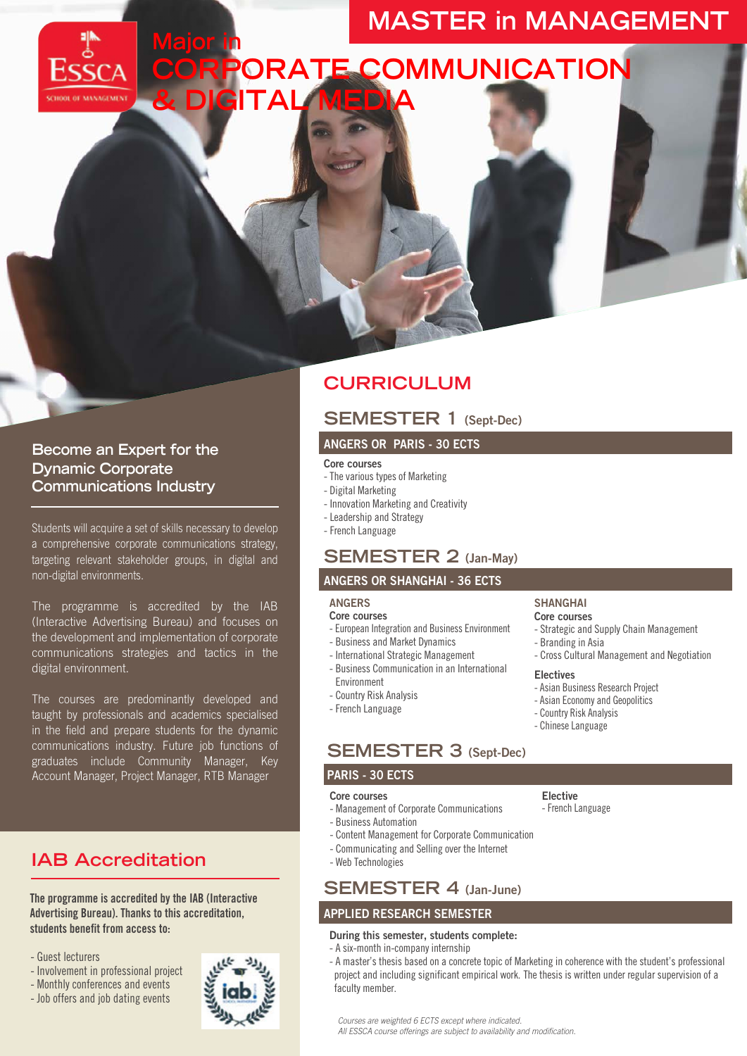# MASTER in MANAGEMENT

## Major in CORPORATE COMMUNICATION & DIGITAL MEDIA

### Become an Expert for the Dynamic Corporate Communications Industry

Students will acquire a set of skills necessary to develop a comprehensive corporate communications strategy, targeting relevant stakeholder groups, in digital and non-digital environments.

The programme is accredited by the IAB (Interactive Advertising Bureau) and focuses on the development and implementation of corporate communications strategies and tactics in the digital environment.

The courses are predominantly developed and taught by professionals and academics specialised in the field and prepare students for the dynamic communications industry. Future job functions of graduates include Community Manager, Key Account Manager, Project Manager, RTB Manager

### IAB Accreditation

**The programme is accredited by the IAB (Interactive Advertising Bureau). Thanks to this accreditation, students benefit from access to:**

- Guest lecturers
- Involvement in professional project
- Monthly conferences and events
- Job offers and job dating events

## CURRICULUM

### SEMESTER 1 (Sept-Dec)

**ANGERS OR PARIS - 30 ECTS**

**Core courses**
- The various types of Marketing
- Digital Marketing
- Innovation Marketing and Creativity
- Leadership and Strategy
- French Language

### SEMESTER 2 (Jan-May)

**ANGERS OR SHANGHAI - 36 ECTS**

**ANGERS**

**Core courses**
- European Integration and Business Environment
- Business and Market Dynamics
- International Strategic Management
- Business Communication in an International Environment
- Country Risk Analysis
- French Language

**SHANGHAI**

**Core courses**
- Strategic and Supply Chain Management
- Branding in Asia
- Cross Cultural Management and Negotiation

**Electives**
- Asian Business Research Project
- Asian Economy and Geopolitics
- Country Risk Analysis
- Chinese Language

### SEMESTER 3 (Sept-Dec)

**PARIS - 30 ECTS**

**Core courses**
- Management of Corporate Communications
- Business Automation
- Content Management for Corporate Communication
- Communicating and Selling over the Internet
- Web Technologies

**Elective**
- French Language

### SEMESTER 4 (Jan-June)

**APPLIED RESEARCH SEMESTER**

**During this semester, students complete:**
- A six-month in-company internship
- A master's thesis based on a concrete topic of Marketing in coherence with the student's professional project and including significant empirical work. The thesis is written under regular supervision of a faculty member.

*Courses are weighted 6 ECTS except where indicated.*
*All ESSCA course offerings are subject to availability and modification.*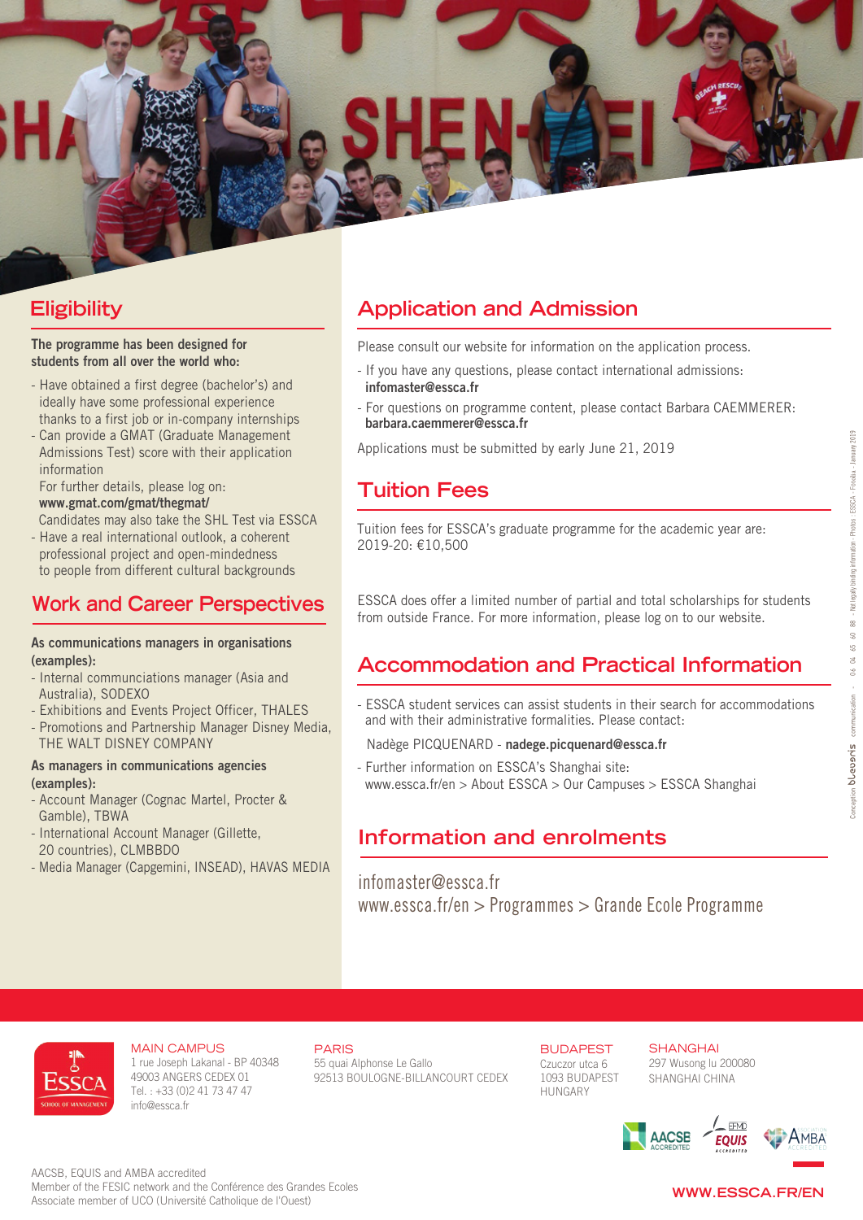## Eligibility

**The programme has been designed for students from all over the world who:**

- Have obtained a first degree (bachelor's) and ideally have some professional experience thanks to a first job or in-company internships
- Can provide a GMAT (Graduate Management Admissions Test) score with their application information
  For further details, please log on: **www.gmat.com/gmat/thegmat/**
  Candidates may also take the SHL Test via ESSCA
- Have a real international outlook, a coherent professional project and open-mindedness to people from different cultural backgrounds

## Work and Career Perspectives

**As communications managers in organisations (examples):**

- Internal communciations manager (Asia and Australia), SODEXO
- Exhibitions and Events Project Officer, THALES
- Promotions and Partnership Manager Disney Media, THE WALT DISNEY COMPANY

**As managers in communications agencies (examples):**

- Account Manager (Cognac Martel, Procter & Gamble), TBWA
- International Account Manager (Gillette, 20 countries), CLMBBDO
- Media Manager (Capgemini, INSEAD), HAVAS MEDIA

## Application and Admission

Please consult our website for information on the application process.

- If you have any questions, please contact international admissions: **infomaster@essca.fr**
- For questions on programme content, please contact Barbara CAEMMERER: **barbara.caemmerer@essca.fr**

Applications must be submitted by early June 21, 2019

## Tuition Fees

Tuition fees for ESSCA's graduate programme for the academic year are:
2019-20: €10,500

ESSCA does offer a limited number of partial and total scholarships for students from outside France. For more information, please log on to our website.

## Accommodation and Practical Information

- ESSCA student services can assist students in their search for accommodations and with their administrative formalities. Please contact:

  Nadège PICQUENARD - **nadege.picquenard@essca.fr**

- Further information on ESSCA's Shanghai site:
  www.essca.fr/en > About ESSCA > Our Campuses > ESSCA Shanghai

## Information and enrolments

infomaster@essca.fr
www.essca.fr/en > Programmes > Grande Ecole Programme

ESSCA SCHOOL OF MANAGEMENT

**MAIN CAMPUS**
1 rue Joseph Lakanal - BP 40348
49003 ANGERS CEDEX 01
Tel. : +33 (0)2 41 73 47 47
info@essca.fr

**PARIS**
55 quai Alphonse Le Gallo
92513 BOULOGNE-BILLANCOURT CEDEX

**BUDAPEST**
Czuczor utca 6
1093 BUDAPEST
HUNGARY

**SHANGHAI**
297 Wusong lu 200080
SHANGHAI CHINA

AACSB ACCREDITED · EFMD EQUIS ACCREDITED · AMBA ACCREDITED

AACSB, EQUIS and AMBA accredited
Member of the FESIC network and the Conférence des Grandes Ecoles
Associate member of UCO (Université Catholique de l'Ouest)

**WWW.ESSCA.FR/EN**

Conception bleuenis communication - 04 04 65 60 88 - Not legally binding information - Photos : ESSCA - Fotolia - January 2019